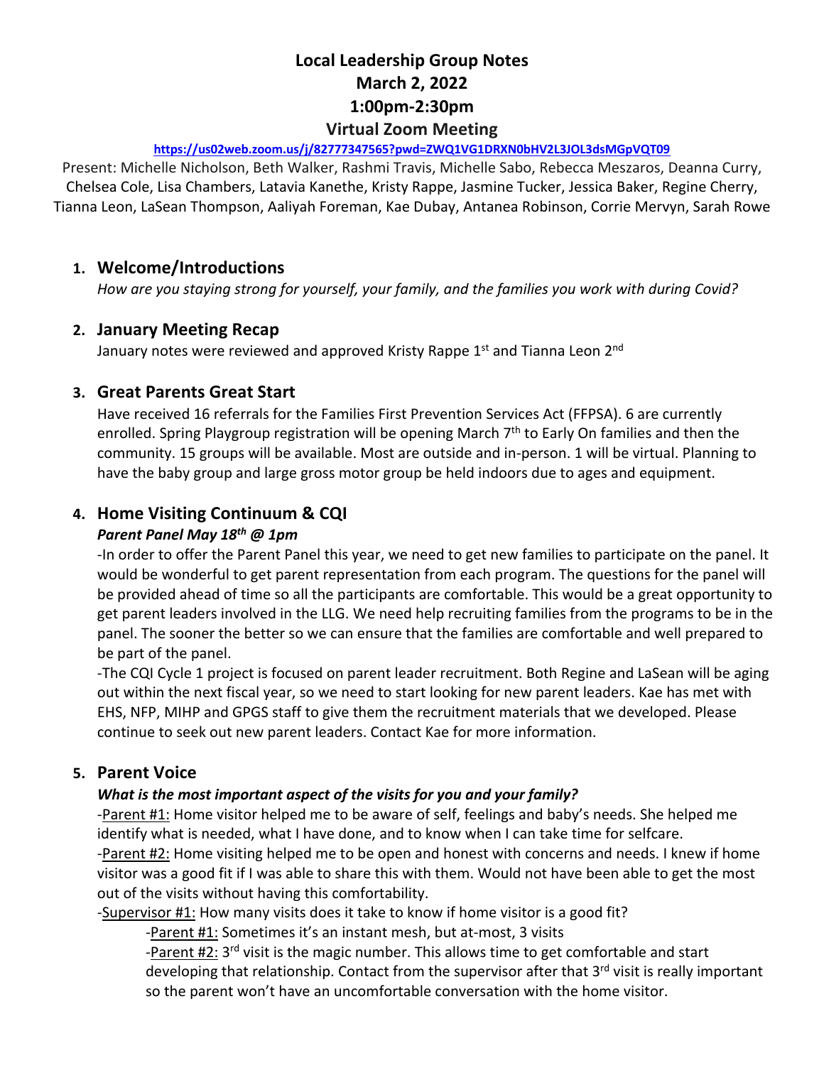# Local Leadership Group Notes
# March 2, 2022
# 1:00pm-2:30pm
## Virtual Zoom Meeting

https://us02web.zoom.us/j/82777347565?pwd=ZWQ1VG1DRXN0bHV2L3JOL3dsMGpVQT09

Present: Michelle Nicholson, Beth Walker, Rashmi Travis, Michelle Sabo, Rebecca Meszaros, Deanna Curry, Chelsea Cole, Lisa Chambers, Latavia Kanethe, Kristy Rappe, Jasmine Tucker, Jessica Baker, Regine Cherry, Tianna Leon, LaSean Thompson, Aaliyah Foreman, Kae Dubay, Antanea Robinson, Corrie Mervyn, Sarah Rowe

1. **Welcome/Introductions**

   *How are you staying strong for yourself, your family, and the families you work with during Covid?*

2. **January Meeting Recap**

   January notes were reviewed and approved Kristy Rappe 1st and Tianna Leon 2nd

3. **Great Parents Great Start**

   Have received 16 referrals for the Families First Prevention Services Act (FFPSA). 6 are currently enrolled. Spring Playgroup registration will be opening March 7th to Early On families and then the community. 15 groups will be available. Most are outside and in-person. 1 will be virtual. Planning to have the baby group and large gross motor group be held indoors due to ages and equipment.

4. **Home Visiting Continuum & CQI**

   ***Parent Panel May 18th @ 1pm***

   -In order to offer the Parent Panel this year, we need to get new families to participate on the panel. It would be wonderful to get parent representation from each program. The questions for the panel will be provided ahead of time so all the participants are comfortable. This would be a great opportunity to get parent leaders involved in the LLG. We need help recruiting families from the programs to be in the panel. The sooner the better so we can ensure that the families are comfortable and well prepared to be part of the panel.

   -The CQI Cycle 1 project is focused on parent leader recruitment. Both Regine and LaSean will be aging out within the next fiscal year, so we need to start looking for new parent leaders. Kae has met with EHS, NFP, MIHP and GPGS staff to give them the recruitment materials that we developed. Please continue to seek out new parent leaders. Contact Kae for more information.

5. **Parent Voice**

   ***What is the most important aspect of the visits for you and your family?***

   -Parent #1: Home visitor helped me to be aware of self, feelings and baby's needs. She helped me identify what is needed, what I have done, and to know when I can take time for selfcare.

   -Parent #2: Home visiting helped me to be open and honest with concerns and needs. I knew if home visitor was a good fit if I was able to share this with them. Would not have been able to get the most out of the visits without having this comfortability.

   -Supervisor #1: How many visits does it take to know if home visitor is a good fit?

   -Parent #1: Sometimes it's an instant mesh, but at-most, 3 visits

   -Parent #2: 3rd visit is the magic number. This allows time to get comfortable and start developing that relationship. Contact from the supervisor after that 3rd visit is really important so the parent won't have an uncomfortable conversation with the home visitor.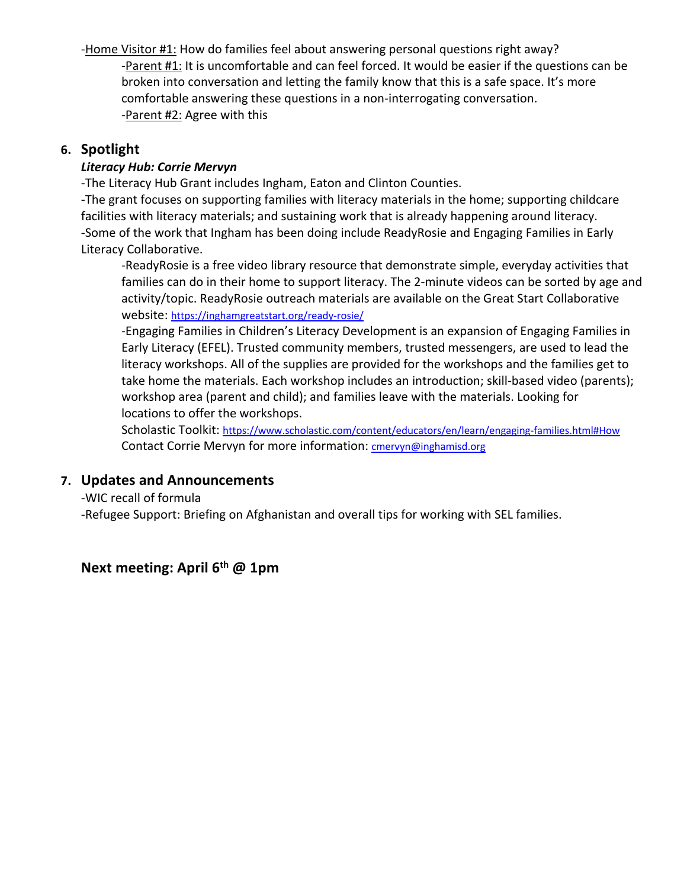-Home Visitor #1: How do families feel about answering personal questions right away?

-Parent #1: It is uncomfortable and can feel forced. It would be easier if the questions can be broken into conversation and letting the family know that this is a safe space. It's more comfortable answering these questions in a non-interrogating conversation.

-Parent #2: Agree with this

## 6. Spotlight

***Literacy Hub: Corrie Mervyn***

-The Literacy Hub Grant includes Ingham, Eaton and Clinton Counties.

-The grant focuses on supporting families with literacy materials in the home; supporting childcare facilities with literacy materials; and sustaining work that is already happening around literacy.

-Some of the work that Ingham has been doing include ReadyRosie and Engaging Families in Early Literacy Collaborative.

-ReadyRosie is a free video library resource that demonstrate simple, everyday activities that families can do in their home to support literacy. The 2-minute videos can be sorted by age and activity/topic. ReadyRosie outreach materials are available on the Great Start Collaborative website: https://inghamgreatstart.org/ready-rosie/

-Engaging Families in Children's Literacy Development is an expansion of Engaging Families in Early Literacy (EFEL). Trusted community members, trusted messengers, are used to lead the literacy workshops. All of the supplies are provided for the workshops and the families get to take home the materials. Each workshop includes an introduction; skill-based video (parents); workshop area (parent and child); and families leave with the materials. Looking for locations to offer the workshops.

Scholastic Toolkit: https://www.scholastic.com/content/educators/en/learn/engaging-families.html#How

Contact Corrie Mervyn for more information: cmervyn@inghamisd.org

## 7. Updates and Announcements

-WIC recall of formula

-Refugee Support: Briefing on Afghanistan and overall tips for working with SEL families.

**Next meeting: April 6th @ 1pm**